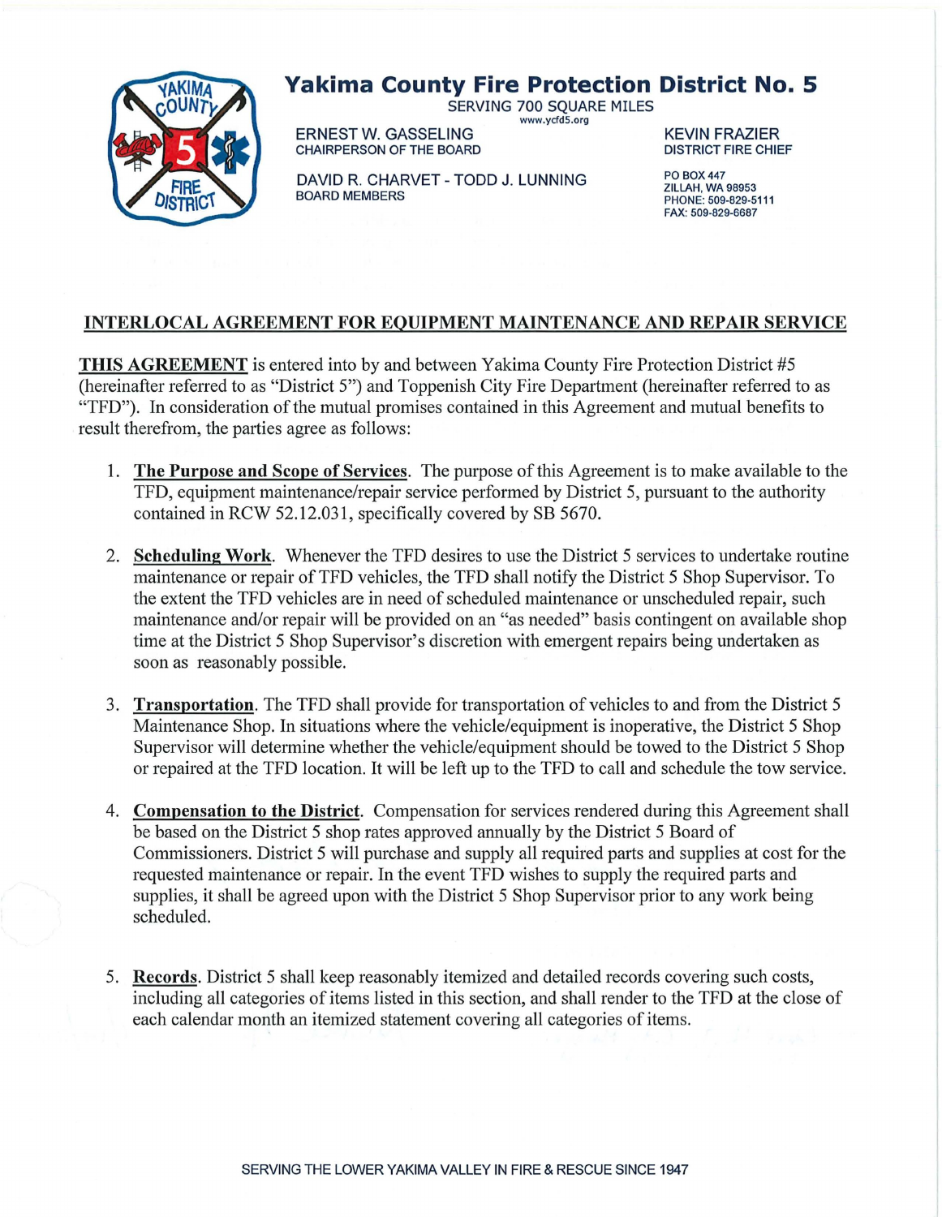# Yakima County Fire Protection District No. 5

SERVING 700 SQUARE MILES
www.ycfd5.org

ERNEST W. GASSELING
CHAIRPERSON OF THE BOARD

DAVID R. CHARVET - TODD J. LUNNING
BOARD MEMBERS

KEVIN FRAZIER
DISTRICT FIRE CHIEF

PO BOX 447
ZILLAH, WA 98953
PHONE: 509-829-5111
FAX: 509-829-6687

## INTERLOCAL AGREEMENT FOR EQUIPMENT MAINTENANCE AND REPAIR SERVICE

**THIS AGREEMENT** is entered into by and between Yakima County Fire Protection District #5 (hereinafter referred to as "District 5") and Toppenish City Fire Department (hereinafter referred to as "TFD"). In consideration of the mutual promises contained in this Agreement and mutual benefits to result therefrom, the parties agree as follows:

1. **The Purpose and Scope of Services**. The purpose of this Agreement is to make available to the TFD, equipment maintenance/repair service performed by District 5, pursuant to the authority contained in RCW 52.12.031, specifically covered by SB 5670.

2. **Scheduling Work**. Whenever the TFD desires to use the District 5 services to undertake routine maintenance or repair of TFD vehicles, the TFD shall notify the District 5 Shop Supervisor. To the extent the TFD vehicles are in need of scheduled maintenance or unscheduled repair, such maintenance and/or repair will be provided on an "as needed" basis contingent on available shop time at the District 5 Shop Supervisor's discretion with emergent repairs being undertaken as soon as reasonably possible.

3. **Transportation**. The TFD shall provide for transportation of vehicles to and from the District 5 Maintenance Shop. In situations where the vehicle/equipment is inoperative, the District 5 Shop Supervisor will determine whether the vehicle/equipment should be towed to the District 5 Shop or repaired at the TFD location. It will be left up to the TFD to call and schedule the tow service.

4. **Compensation to the District**. Compensation for services rendered during this Agreement shall be based on the District 5 shop rates approved annually by the District 5 Board of Commissioners. District 5 will purchase and supply all required parts and supplies at cost for the requested maintenance or repair. In the event TFD wishes to supply the required parts and supplies, it shall be agreed upon with the District 5 Shop Supervisor prior to any work being scheduled.

5. **Records**. District 5 shall keep reasonably itemized and detailed records covering such costs, including all categories of items listed in this section, and shall render to the TFD at the close of each calendar month an itemized statement covering all categories of items.

SERVING THE LOWER YAKIMA VALLEY IN FIRE & RESCUE SINCE 1947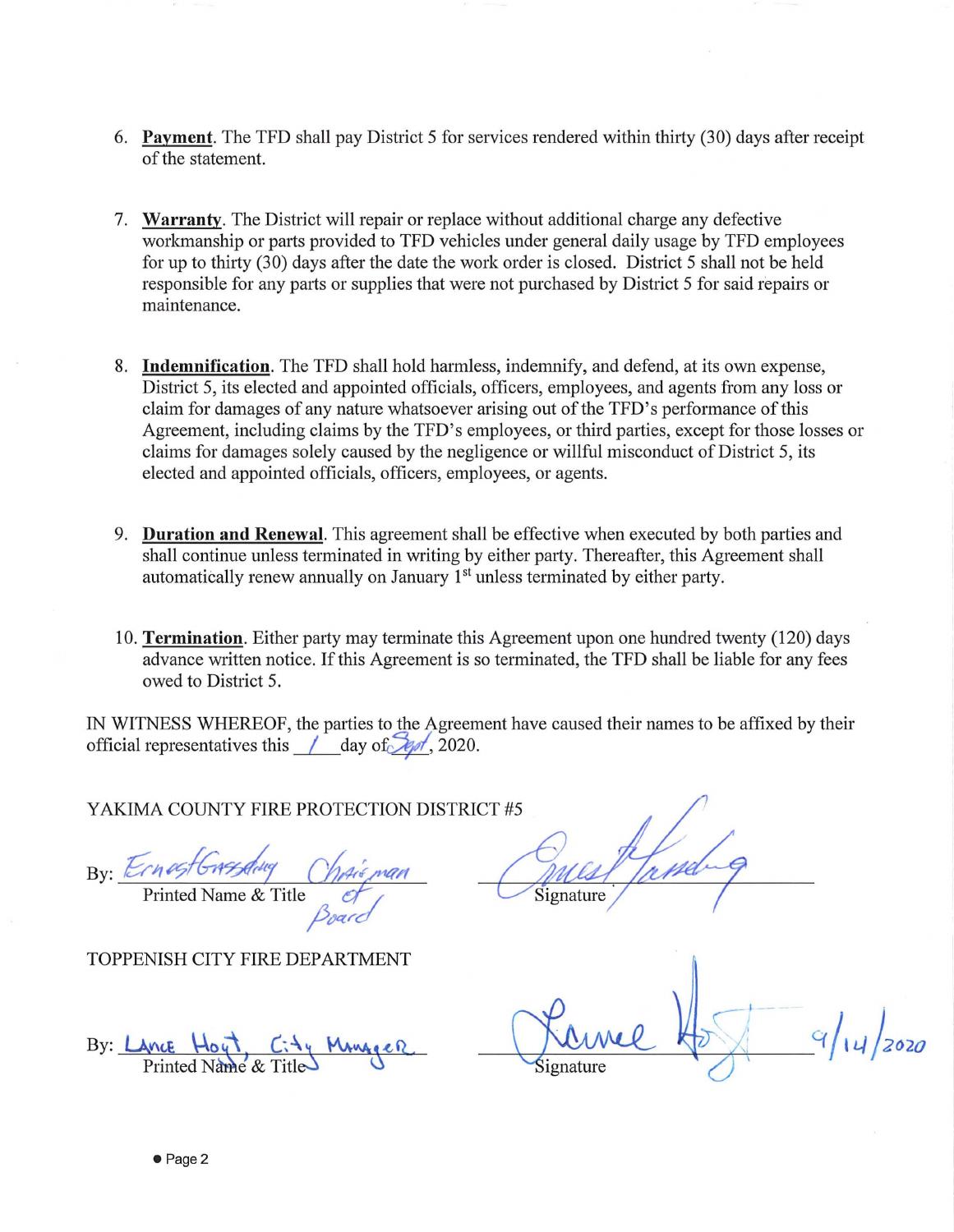6. **Payment**. The TFD shall pay District 5 for services rendered within thirty (30) days after receipt of the statement.

7. **Warranty**. The District will repair or replace without additional charge any defective workmanship or parts provided to TFD vehicles under general daily usage by TFD employees for up to thirty (30) days after the date the work order is closed. District 5 shall not be held responsible for any parts or supplies that were not purchased by District 5 for said repairs or maintenance.

8. **Indemnification**. The TFD shall hold harmless, indemnify, and defend, at its own expense, District 5, its elected and appointed officials, officers, employees, and agents from any loss or claim for damages of any nature whatsoever arising out of the TFD's performance of this Agreement, including claims by the TFD's employees, or third parties, except for those losses or claims for damages solely caused by the negligence or willful misconduct of District 5, its elected and appointed officials, officers, employees, or agents.

9. **Duration and Renewal**. This agreement shall be effective when executed by both parties and shall continue unless terminated in writing by either party. Thereafter, this Agreement shall automatically renew annually on January 1st unless terminated by either party.

10. **Termination**. Either party may terminate this Agreement upon one hundred twenty (120) days advance written notice. If this Agreement is so terminated, the TFD shall be liable for any fees owed to District 5.

IN WITNESS WHEREOF, the parties to the Agreement have caused their names to be affixed by their official representatives this 1 day of Sept, 2020.

YAKIMA COUNTY FIRE PROTECTION DISTRICT #5

By: Ernest Gassaway Chairman of Board
Printed Name & Title

Signature

TOPPENISH CITY FIRE DEPARTMENT

By: Lance Hoyt, City Manager
Printed Name & Title

Signature 9/14/2020